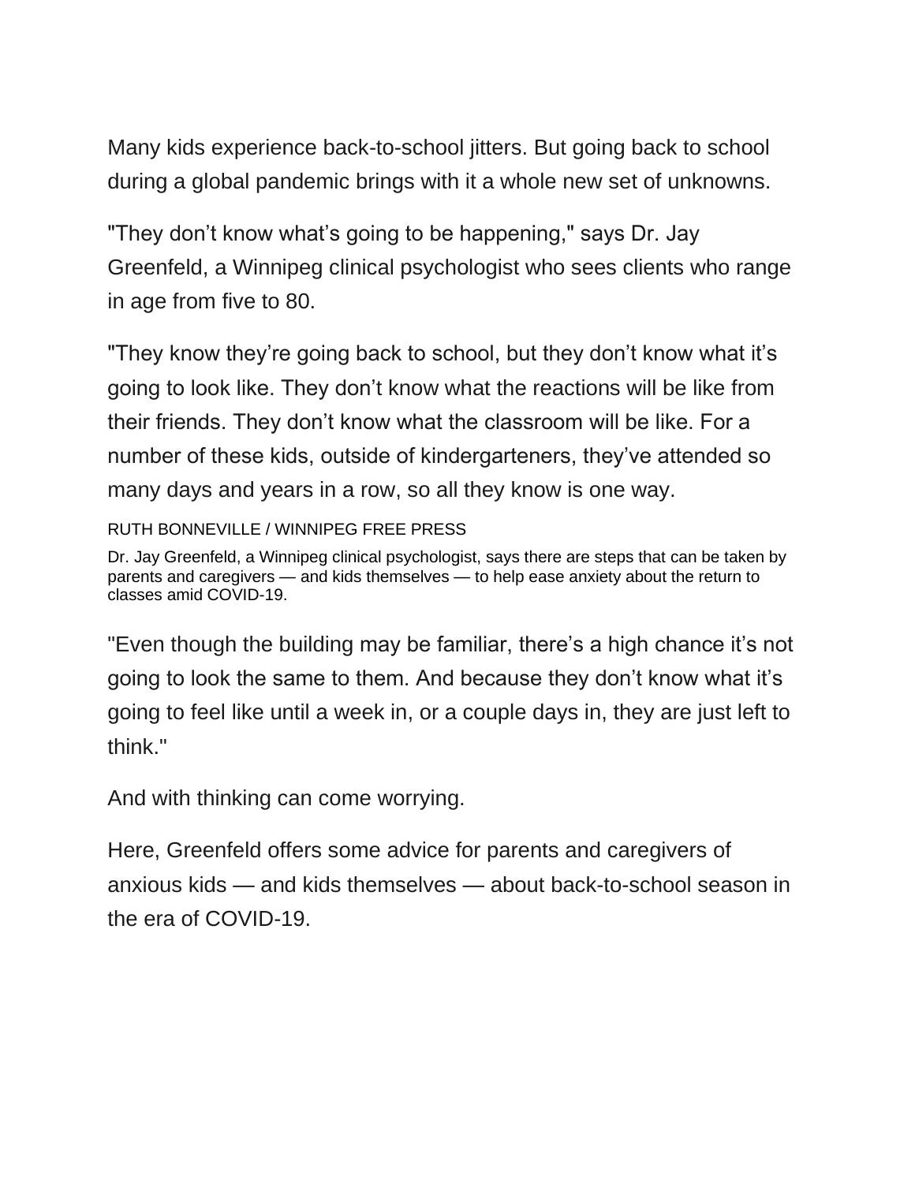Many kids experience back-to-school jitters. But going back to school during a global pandemic brings with it a whole new set of unknowns.

"They don't know what's going to be happening," says Dr. Jay Greenfeld, a Winnipeg clinical psychologist who sees clients who range in age from five to 80.

"They know they're going back to school, but they don't know what it's going to look like. They don't know what the reactions will be like from their friends. They don't know what the classroom will be like. For a number of these kids, outside of kindergarteners, they've attended so many days and years in a row, so all they know is one way.

RUTH BONNEVILLE / WINNIPEG FREE PRESS

Dr. Jay Greenfeld, a Winnipeg clinical psychologist, says there are steps that can be taken by parents and caregivers — and kids themselves — to help ease anxiety about the return to classes amid COVID-19.

"Even though the building may be familiar, there's a high chance it's not going to look the same to them. And because they don't know what it's going to feel like until a week in, or a couple days in, they are just left to think."

And with thinking can come worrying.

Here, Greenfeld offers some advice for parents and caregivers of anxious kids — and kids themselves — about back-to-school season in the era of COVID-19.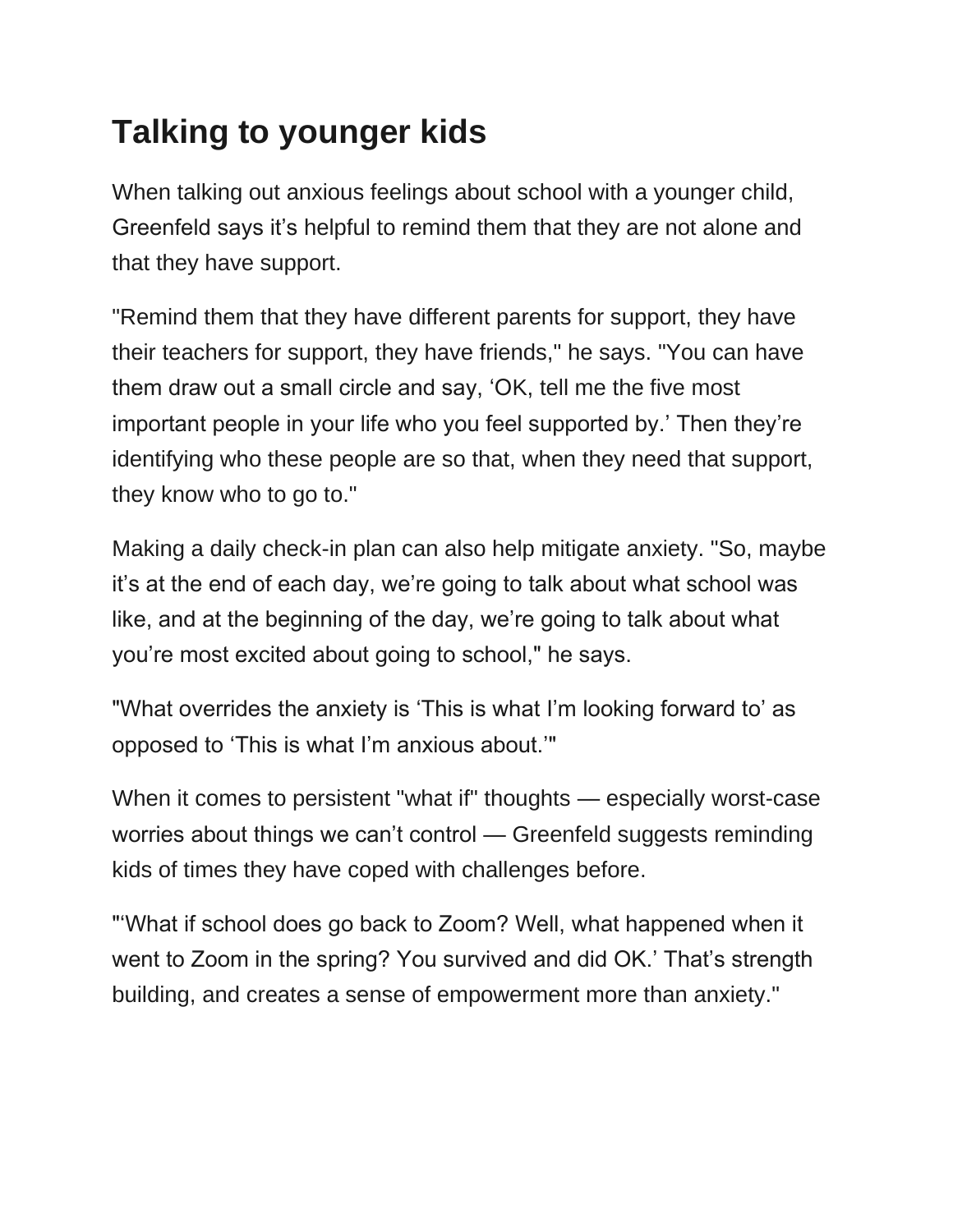## Talking to younger kids

When talking out anxious feelings about school with a younger child, Greenfeld says it's helpful to remind them that they are not alone and that they have support.

"Remind them that they have different parents for support, they have their teachers for support, they have friends," he says. "You can have them draw out a small circle and say, 'OK, tell me the five most important people in your life who you feel supported by.' Then they're identifying who these people are so that, when they need that support, they know who to go to."

Making a daily check-in plan can also help mitigate anxiety. "So, maybe it's at the end of each day, we're going to talk about what school was like, and at the beginning of the day, we're going to talk about what you're most excited about going to school," he says.

"What overrides the anxiety is 'This is what I'm looking forward to' as opposed to 'This is what I'm anxious about.'"

When it comes to persistent "what if" thoughts — especially worst-case worries about things we can't control — Greenfeld suggests reminding kids of times they have coped with challenges before.

"'What if school does go back to Zoom? Well, what happened when it went to Zoom in the spring? You survived and did OK.' That's strength building, and creates a sense of empowerment more than anxiety."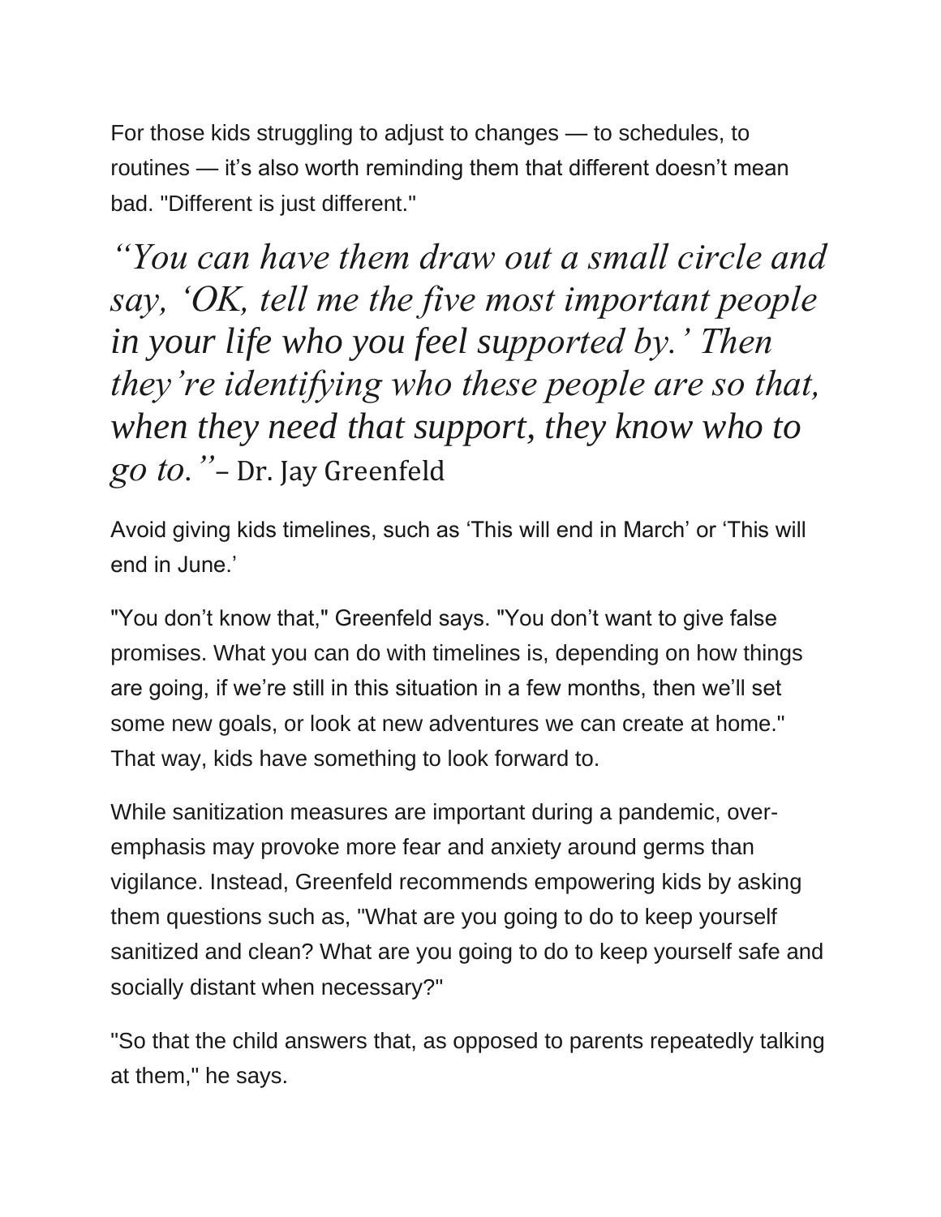For those kids struggling to adjust to changes — to schedules, to routines — it's also worth reminding them that different doesn't mean bad. "Different is just different."

> *"You can have them draw out a small circle and say, 'OK, tell me the five most important people in your life who you feel supported by.' Then they're identifying who these people are so that, when they need that support, they know who to go to."* – Dr. Jay Greenfeld

Avoid giving kids timelines, such as 'This will end in March' or 'This will end in June.'

"You don't know that," Greenfeld says. "You don't want to give false promises. What you can do with timelines is, depending on how things are going, if we're still in this situation in a few months, then we'll set some new goals, or look at new adventures we can create at home." That way, kids have something to look forward to.

While sanitization measures are important during a pandemic, over-emphasis may provoke more fear and anxiety around germs than vigilance. Instead, Greenfeld recommends empowering kids by asking them questions such as, "What are you going to do to keep yourself sanitized and clean? What are you going to do to keep yourself safe and socially distant when necessary?"

"So that the child answers that, as opposed to parents repeatedly talking at them," he says.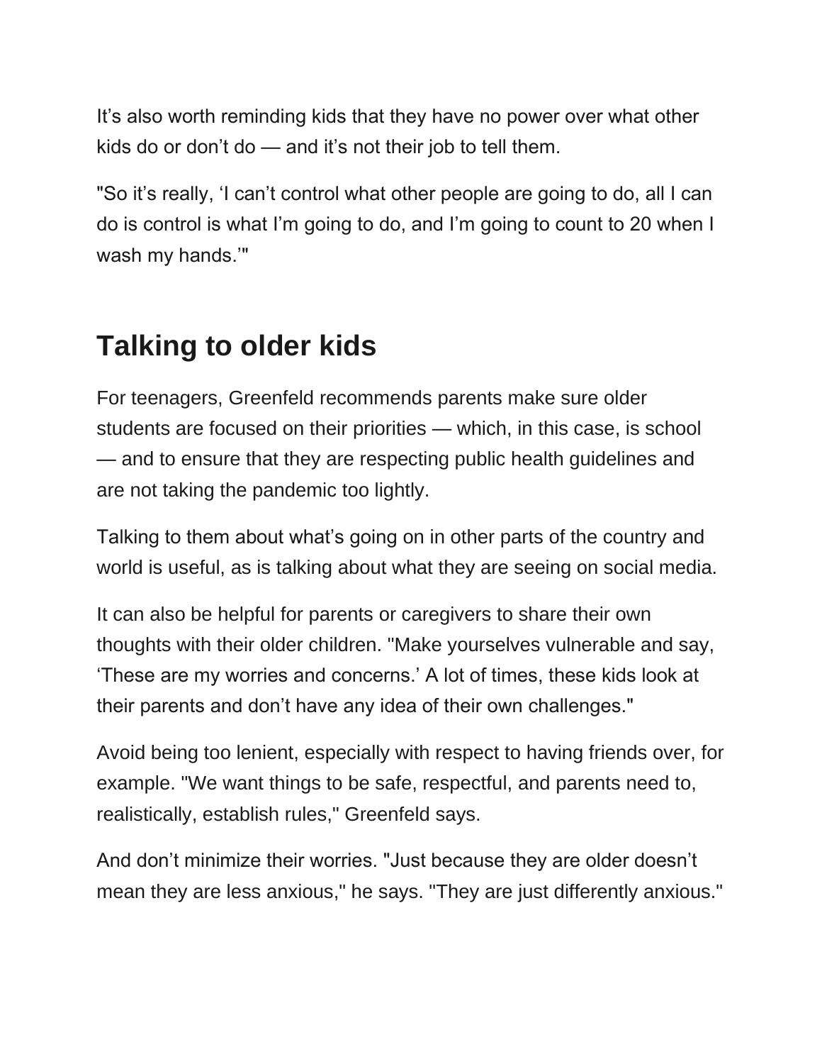It’s also worth reminding kids that they have no power over what other kids do or don’t do — and it’s not their job to tell them.

"So it’s really, ‘I can’t control what other people are going to do, all I can do is control is what I’m going to do, and I’m going to count to 20 when I wash my hands.’"

## Talking to older kids

For teenagers, Greenfeld recommends parents make sure older students are focused on their priorities — which, in this case, is school — and to ensure that they are respecting public health guidelines and are not taking the pandemic too lightly.

Talking to them about what’s going on in other parts of the country and world is useful, as is talking about what they are seeing on social media.

It can also be helpful for parents or caregivers to share their own thoughts with their older children. "Make yourselves vulnerable and say, ‘These are my worries and concerns.’ A lot of times, these kids look at their parents and don’t have any idea of their own challenges."

Avoid being too lenient, especially with respect to having friends over, for example. "We want things to be safe, respectful, and parents need to, realistically, establish rules," Greenfeld says.

And don’t minimize their worries. "Just because they are older doesn’t mean they are less anxious," he says. "They are just differently anxious."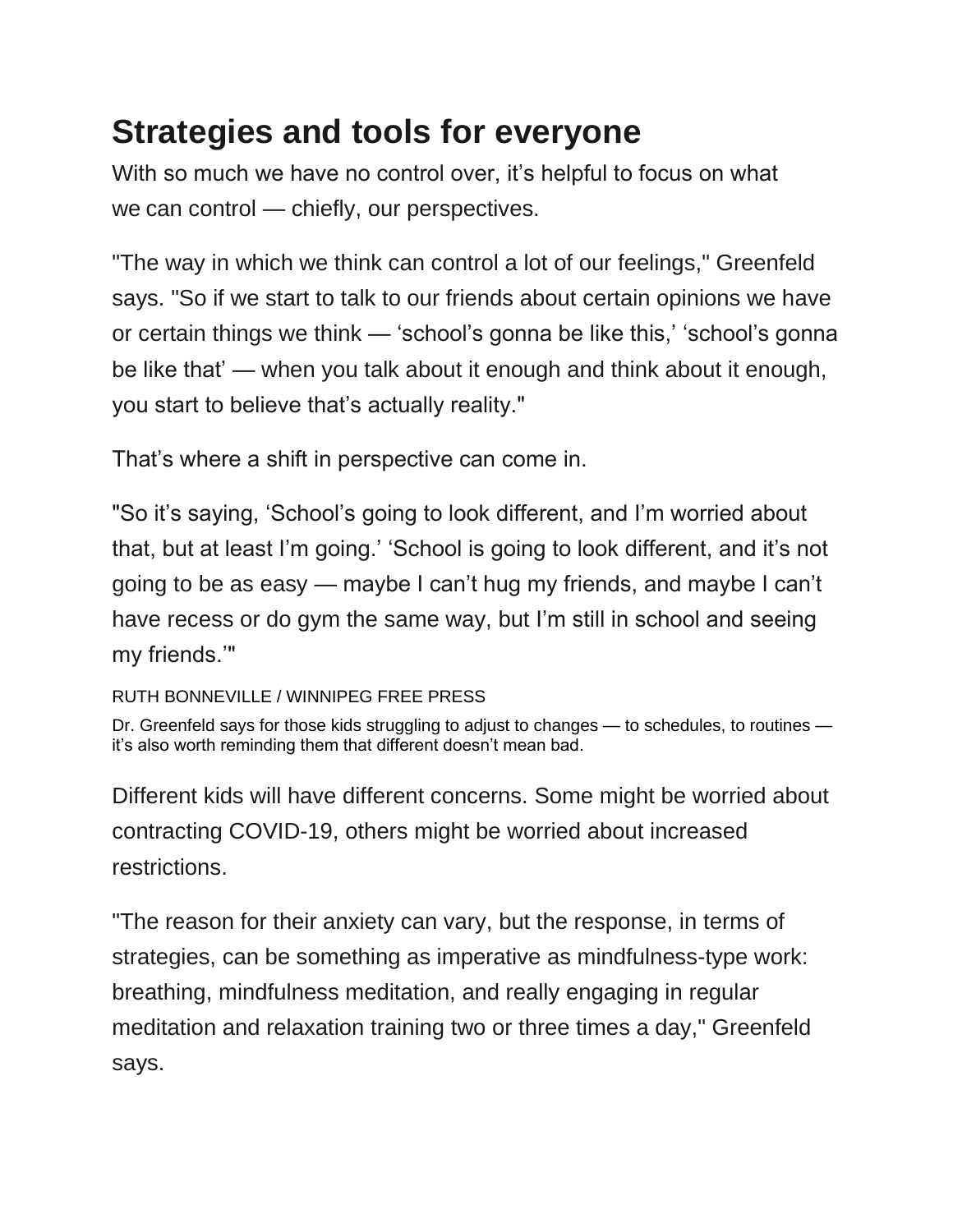## Strategies and tools for everyone

With so much we have no control over, it's helpful to focus on what we can control — chiefly, our perspectives.

"The way in which we think can control a lot of our feelings," Greenfeld says. "So if we start to talk to our friends about certain opinions we have or certain things we think — 'school's gonna be like this,' 'school's gonna be like that' — when you talk about it enough and think about it enough, you start to believe that's actually reality."

That's where a shift in perspective can come in.

"So it's saying, 'School's going to look different, and I'm worried about that, but at least I'm going.' 'School is going to look different, and it's not going to be as easy — maybe I can't hug my friends, and maybe I can't have recess or do gym the same way, but I'm still in school and seeing my friends.'"

RUTH BONNEVILLE / WINNIPEG FREE PRESS

Dr. Greenfeld says for those kids struggling to adjust to changes — to schedules, to routines — it's also worth reminding them that different doesn't mean bad.

Different kids will have different concerns. Some might be worried about contracting COVID-19, others might be worried about increased restrictions.

"The reason for their anxiety can vary, but the response, in terms of strategies, can be something as imperative as mindfulness-type work: breathing, mindfulness meditation, and really engaging in regular meditation and relaxation training two or three times a day," Greenfeld says.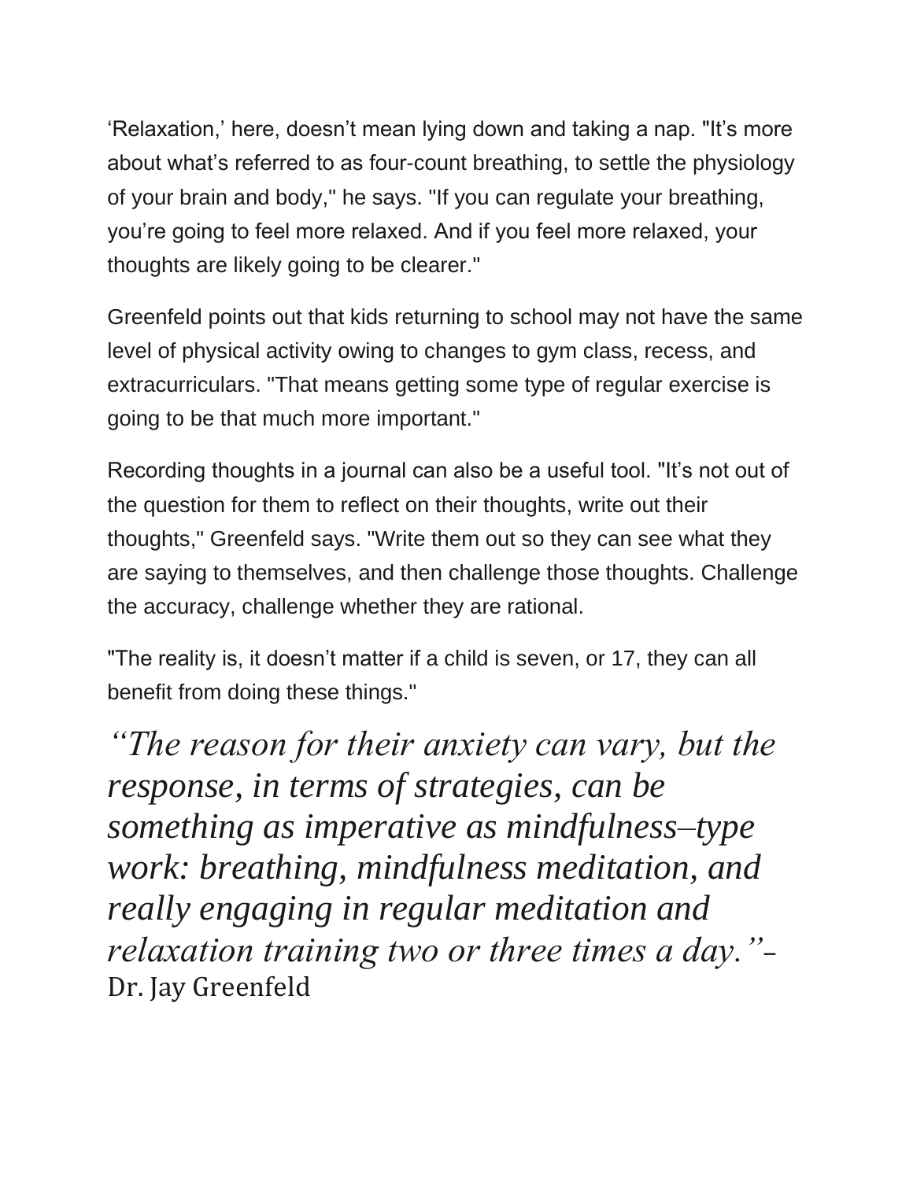'Relaxation,' here, doesn't mean lying down and taking a nap. "It's more about what's referred to as four-count breathing, to settle the physiology of your brain and body," he says. "If you can regulate your breathing, you're going to feel more relaxed. And if you feel more relaxed, your thoughts are likely going to be clearer."

Greenfeld points out that kids returning to school may not have the same level of physical activity owing to changes to gym class, recess, and extracurriculars. "That means getting some type of regular exercise is going to be that much more important."

Recording thoughts in a journal can also be a useful tool. "It's not out of the question for them to reflect on their thoughts, write out their thoughts," Greenfeld says. "Write them out so they can see what they are saying to themselves, and then challenge those thoughts. Challenge the accuracy, challenge whether they are rational.

"The reality is, it doesn't matter if a child is seven, or 17, they can all benefit from doing these things."

*"The reason for their anxiety can vary, but the response, in terms of strategies, can be something as imperative as mindfulness–type work: breathing, mindfulness meditation, and really engaging in regular meditation and relaxation training two or three times a day."*– Dr. Jay Greenfeld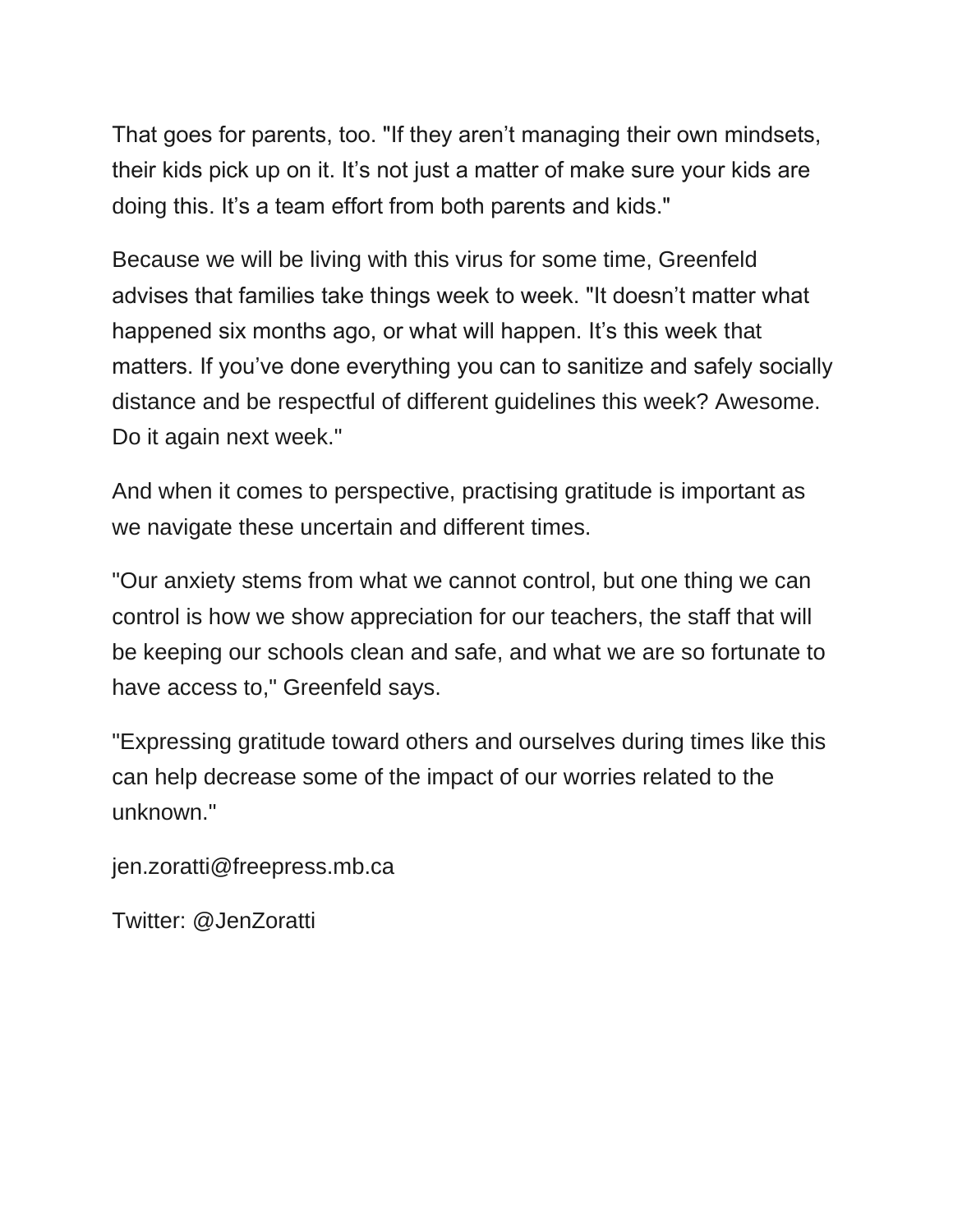That goes for parents, too. "If they aren’t managing their own mindsets, their kids pick up on it. It’s not just a matter of make sure your kids are doing this. It’s a team effort from both parents and kids."

Because we will be living with this virus for some time, Greenfeld advises that families take things week to week. "It doesn’t matter what happened six months ago, or what will happen. It’s this week that matters. If you’ve done everything you can to sanitize and safely socially distance and be respectful of different guidelines this week? Awesome. Do it again next week."

And when it comes to perspective, practising gratitude is important as we navigate these uncertain and different times.

"Our anxiety stems from what we cannot control, but one thing we can control is how we show appreciation for our teachers, the staff that will be keeping our schools clean and safe, and what we are so fortunate to have access to," Greenfeld says.

"Expressing gratitude toward others and ourselves during times like this can help decrease some of the impact of our worries related to the unknown."

jen.zoratti@freepress.mb.ca

Twitter: @JenZoratti